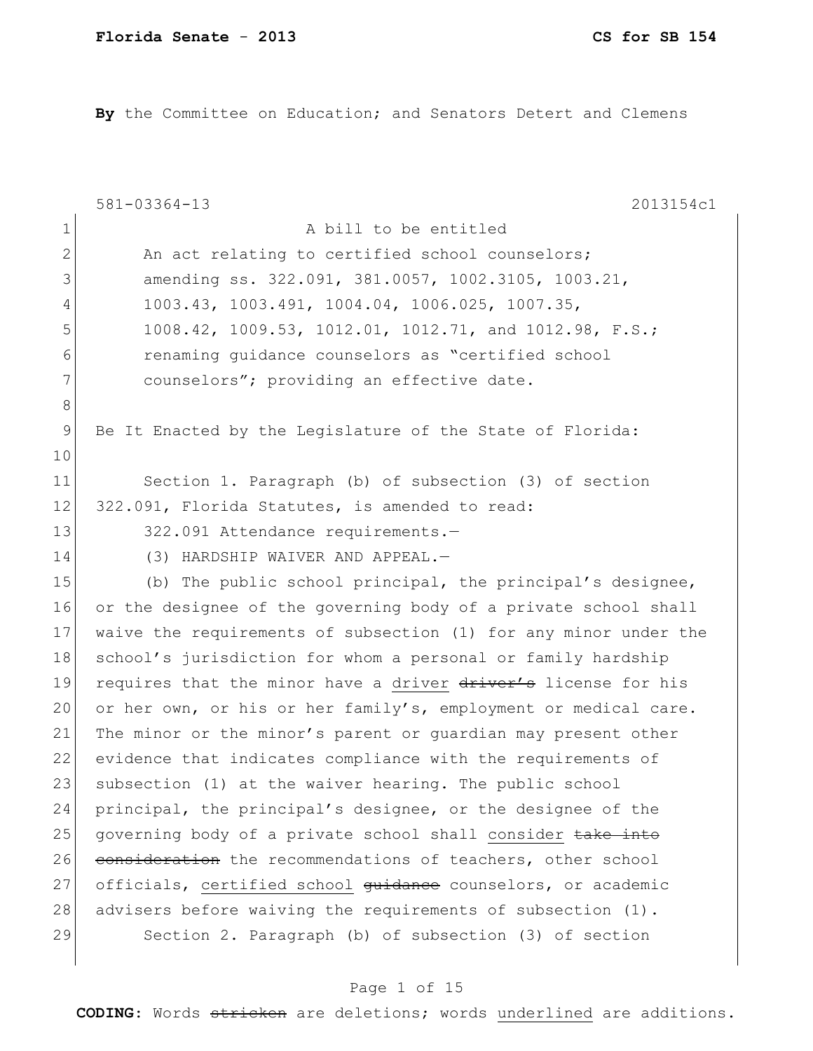**By** the Committee on Education; and Senators Detert and Clemens

581-03364-13 2013154c1

1 A bill to be entitled
2 An act relating to certified school counselors;
3 amending ss. 322.091, 381.0057, 1002.3105, 1003.21,
4 1003.43, 1003.491, 1004.04, 1006.025, 1007.35,
5 1008.42, 1009.53, 1012.01, 1012.71, and 1012.98, F.S.;
6 renaming guidance counselors as "certified school
7 counselors"; providing an effective date.
8
9 Be It Enacted by the Legislature of the State of Florida:
10
11 Section 1. Paragraph (b) of subsection (3) of section
12 322.091, Florida Statutes, is amended to read:
13 322.091 Attendance requirements.—
14 (3) HARDSHIP WAIVER AND APPEAL.—
15 (b) The public school principal, the principal's designee,
16 or the designee of the governing body of a private school shall
17 waive the requirements of subsection (1) for any minor under the
18 school's jurisdiction for whom a personal or family hardship
19 requires that the minor have a <u>driver</u> ~~driver's~~ license for his
20 or her own, or his or her family's, employment or medical care.
21 The minor or the minor's parent or guardian may present other
22 evidence that indicates compliance with the requirements of
23 subsection (1) at the waiver hearing. The public school
24 principal, the principal's designee, or the designee of the
25 governing body of a private school shall <u>consider</u> ~~take into~~
26 ~~consideration~~ the recommendations of teachers, other school
27 officials, <u>certified school</u> ~~guidance~~ counselors, or academic
28 advisers before waiving the requirements of subsection (1).
29 Section 2. Paragraph (b) of subsection (3) of section

**CODING:** Words ~~stricken~~ are deletions; words <u>underlined</u> are additions.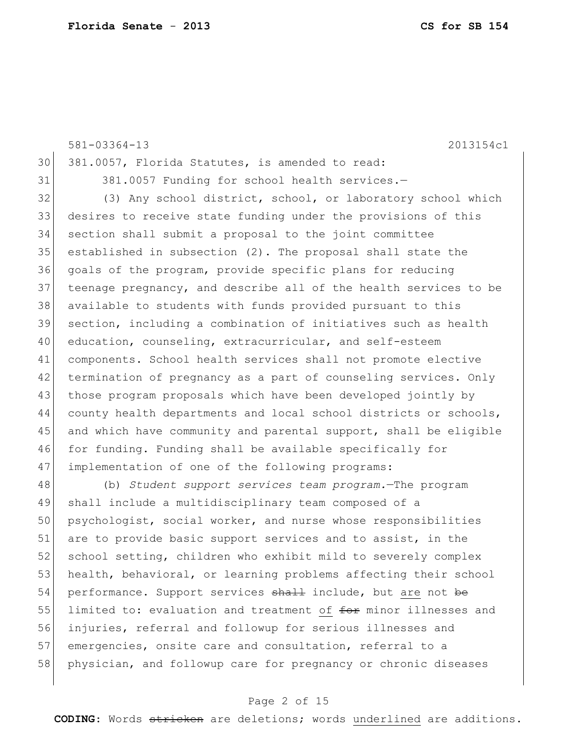381.0057, Florida Statutes, is amended to read:

381.0057 Funding for school health services.—

(3) Any school district, school, or laboratory school which desires to receive state funding under the provisions of this section shall submit a proposal to the joint committee established in subsection (2). The proposal shall state the goals of the program, provide specific plans for reducing teenage pregnancy, and describe all of the health services to be available to students with funds provided pursuant to this section, including a combination of initiatives such as health education, counseling, extracurricular, and self-esteem components. School health services shall not promote elective termination of pregnancy as a part of counseling services. Only those program proposals which have been developed jointly by county health departments and local school districts or schools, and which have community and parental support, shall be eligible for funding. Funding shall be available specifically for implementation of one of the following programs:

(b) *Student support services team program.*—The program shall include a multidisciplinary team composed of a psychologist, social worker, and nurse whose responsibilities are to provide basic support services and to assist, in the school setting, children who exhibit mild to severely complex health, behavioral, or learning problems affecting their school performance. Support services ~~shall~~ include, but <u>are</u> not ~~be~~ limited to: evaluation and treatment <u>of</u> ~~for~~ minor illnesses and injuries, referral and followup for serious illnesses and emergencies, onsite care and consultation, referral to a physician, and followup care for pregnancy or chronic diseases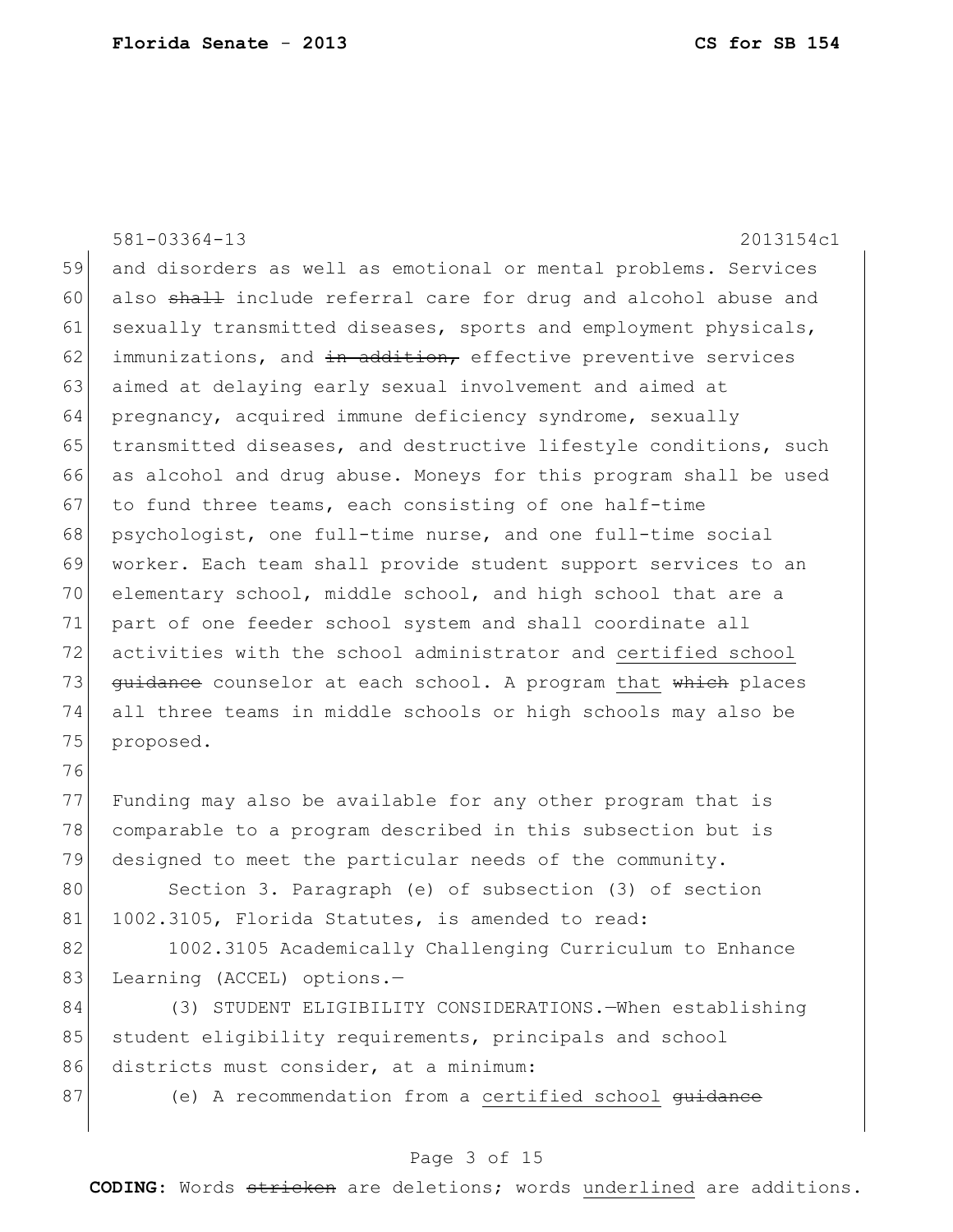581-03364-13 2013154c1

and disorders as well as emotional or mental problems. Services also ~~shall~~ include referral care for drug and alcohol abuse and sexually transmitted diseases, sports and employment physicals, immunizations, and ~~in addition,~~ effective preventive services aimed at delaying early sexual involvement and aimed at pregnancy, acquired immune deficiency syndrome, sexually transmitted diseases, and destructive lifestyle conditions, such as alcohol and drug abuse. Moneys for this program shall be used to fund three teams, each consisting of one half-time psychologist, one full-time nurse, and one full-time social worker. Each team shall provide student support services to an elementary school, middle school, and high school that are a part of one feeder school system and shall coordinate all activities with the school administrator and <u>certified school</u> ~~guidance~~ counselor at each school. A program <u>that</u> ~~which~~ places all three teams in middle schools or high schools may also be proposed.

Funding may also be available for any other program that is comparable to a program described in this subsection but is designed to meet the particular needs of the community.

Section 3. Paragraph (e) of subsection (3) of section 1002.3105, Florida Statutes, is amended to read:

1002.3105 Academically Challenging Curriculum to Enhance Learning (ACCEL) options.—

(3) STUDENT ELIGIBILITY CONSIDERATIONS.—When establishing student eligibility requirements, principals and school districts must consider, at a minimum:

(e) A recommendation from a <u>certified school</u> ~~guidance~~

**CODING:** Words ~~stricken~~ are deletions; words <u>underlined</u> are additions.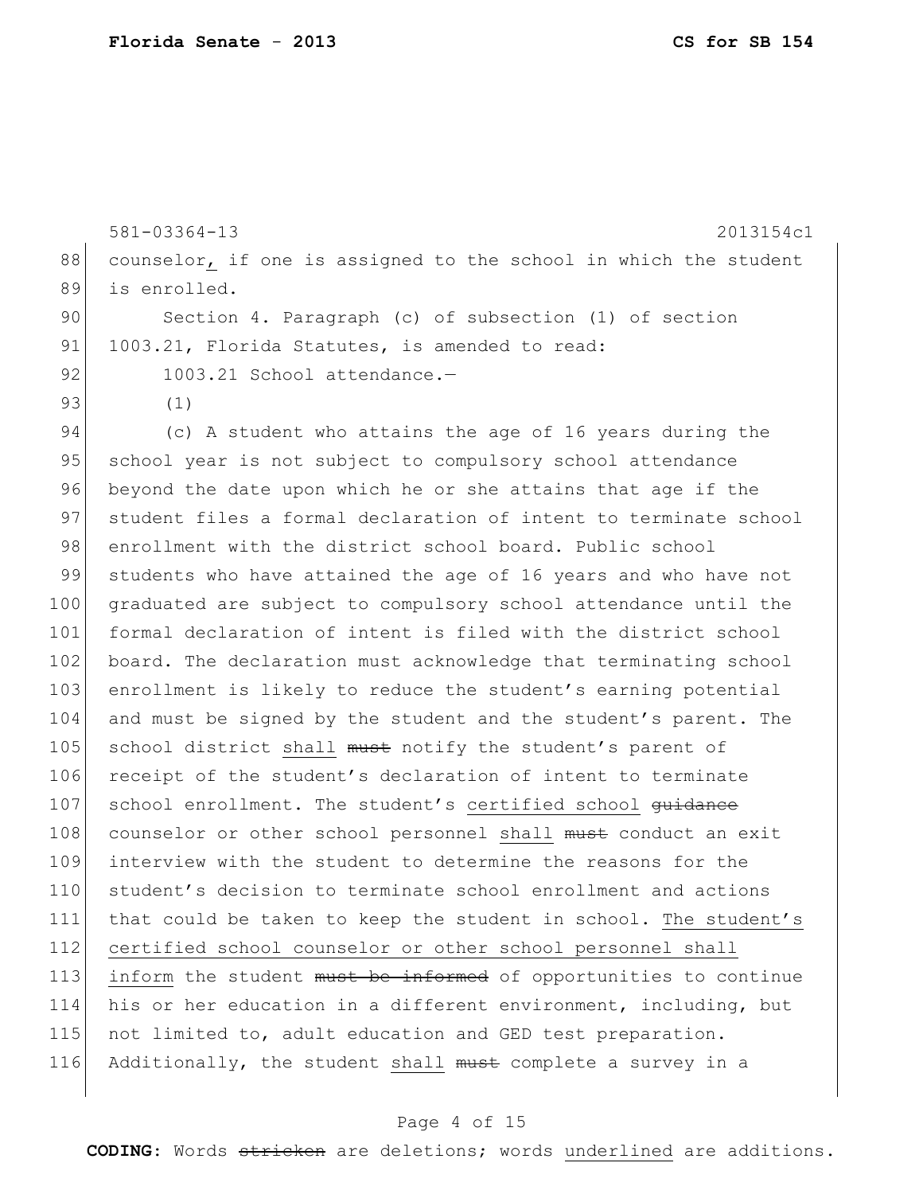581-03364-13 2013154c1

counselor, if one is assigned to the school in which the student is enrolled.

Section 4. Paragraph (c) of subsection (1) of section 1003.21, Florida Statutes, is amended to read:

1003.21 School attendance.—

(1)

(c) A student who attains the age of 16 years during the school year is not subject to compulsory school attendance beyond the date upon which he or she attains that age if the student files a formal declaration of intent to terminate school enrollment with the district school board. Public school students who have attained the age of 16 years and who have not graduated are subject to compulsory school attendance until the formal declaration of intent is filed with the district school board. The declaration must acknowledge that terminating school enrollment is likely to reduce the student's earning potential and must be signed by the student and the student's parent. The school district <u>shall</u> ~~must~~ notify the student's parent of receipt of the student's declaration of intent to terminate school enrollment. The student's <u>certified school</u> ~~guidance~~ counselor or other school personnel <u>shall</u> ~~must~~ conduct an exit interview with the student to determine the reasons for the student's decision to terminate school enrollment and actions that could be taken to keep the student in school. <u>The student's certified school counselor or other school personnel shall inform</u> the student ~~must be informed~~ of opportunities to continue his or her education in a different environment, including, but not limited to, adult education and GED test preparation. Additionally, the student <u>shall</u> ~~must~~ complete a survey in a

**CODING:** Words ~~stricken~~ are deletions; words <u>underlined</u> are additions.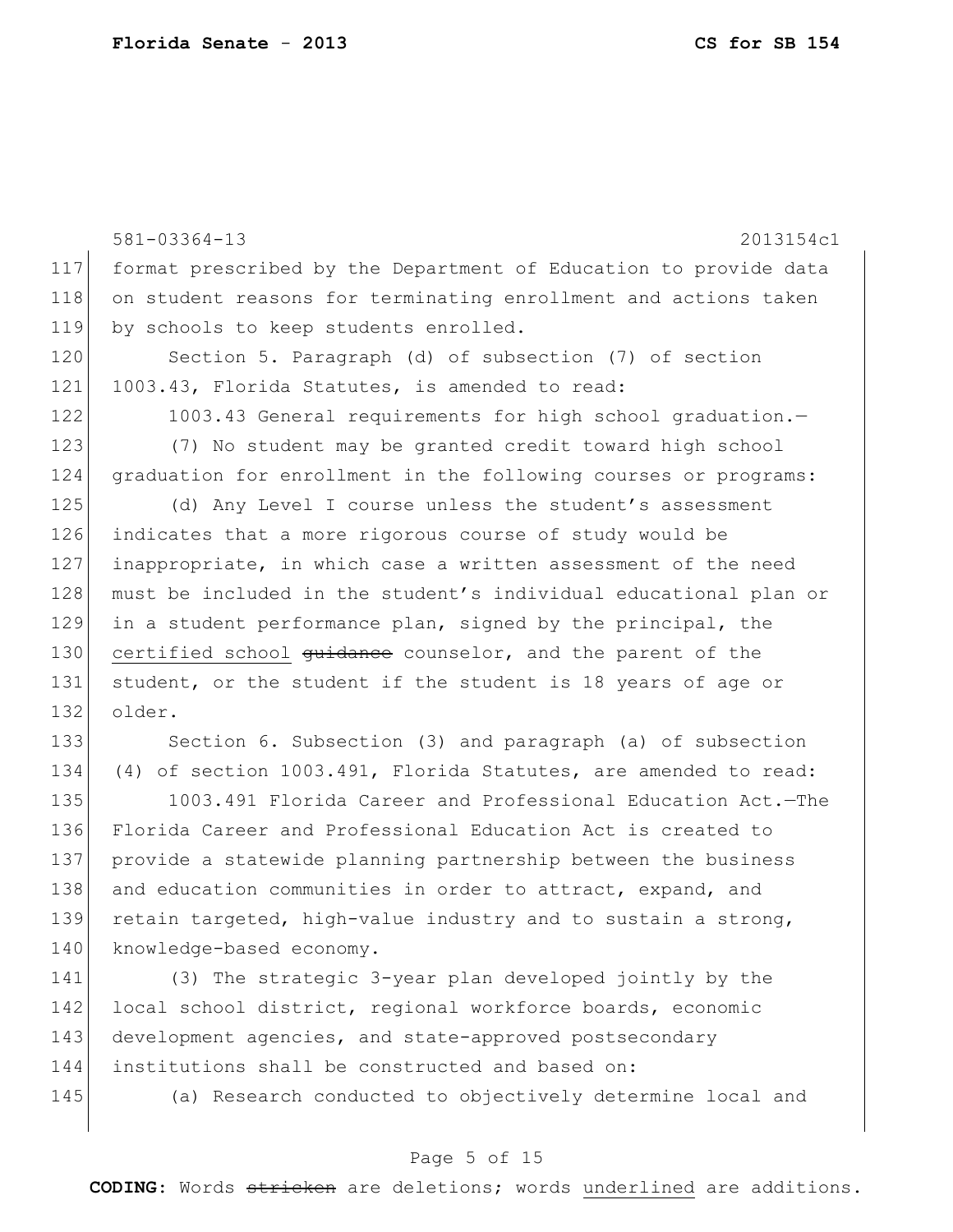format prescribed by the Department of Education to provide data on student reasons for terminating enrollment and actions taken by schools to keep students enrolled.

Section 5. Paragraph (d) of subsection (7) of section 1003.43, Florida Statutes, is amended to read:

1003.43 General requirements for high school graduation.—

(7) No student may be granted credit toward high school graduation for enrollment in the following courses or programs:

(d) Any Level I course unless the student's assessment indicates that a more rigorous course of study would be inappropriate, in which case a written assessment of the need must be included in the student's individual educational plan or in a student performance plan, signed by the principal, the <u>certified school</u> ~~guidance~~ counselor, and the parent of the student, or the student if the student is 18 years of age or older.

Section 6. Subsection (3) and paragraph (a) of subsection (4) of section 1003.491, Florida Statutes, are amended to read:

1003.491 Florida Career and Professional Education Act.—The Florida Career and Professional Education Act is created to provide a statewide planning partnership between the business and education communities in order to attract, expand, and retain targeted, high-value industry and to sustain a strong, knowledge-based economy.

(3) The strategic 3-year plan developed jointly by the local school district, regional workforce boards, economic development agencies, and state-approved postsecondary institutions shall be constructed and based on:

(a) Research conducted to objectively determine local and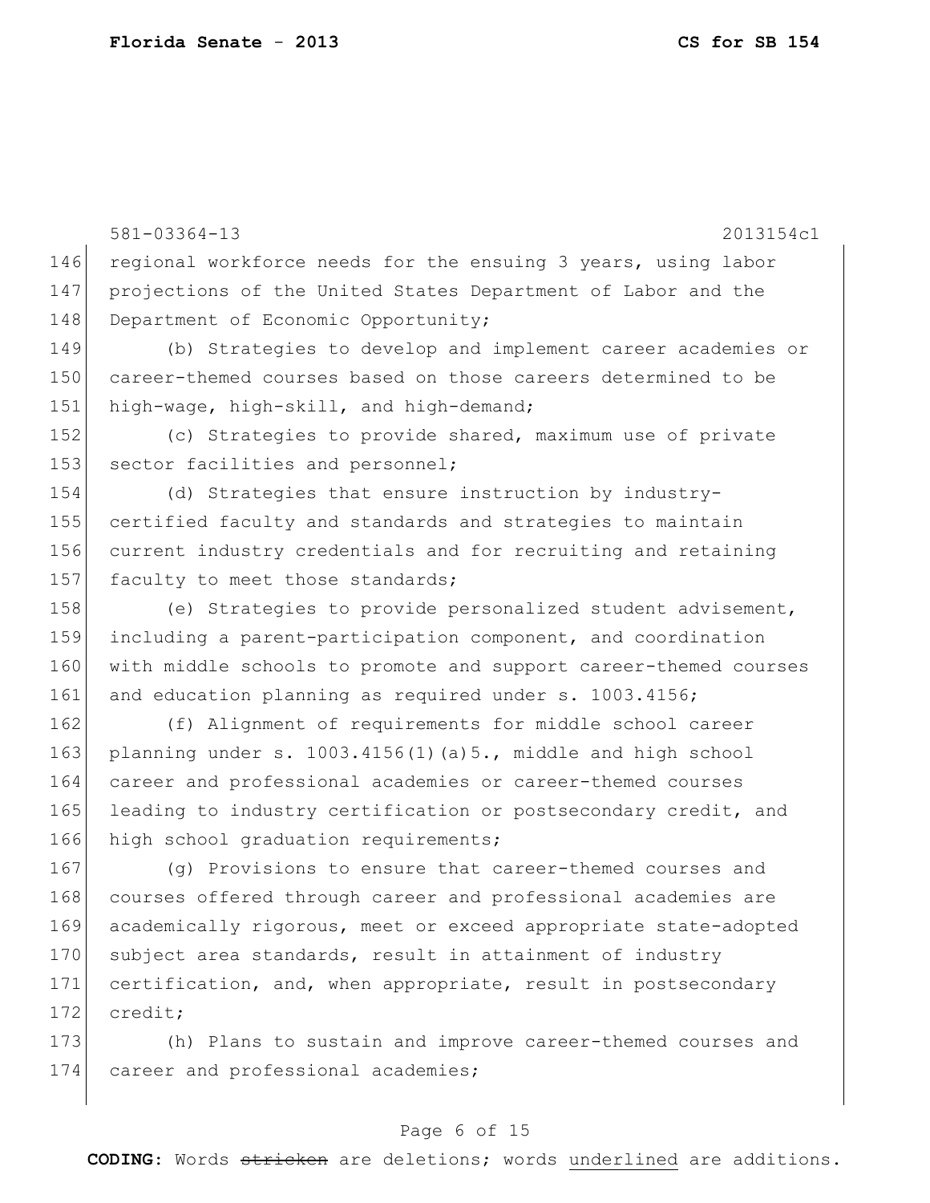regional workforce needs for the ensuing 3 years, using labor projections of the United States Department of Labor and the Department of Economic Opportunity;

(b) Strategies to develop and implement career academies or career-themed courses based on those careers determined to be high-wage, high-skill, and high-demand;

(c) Strategies to provide shared, maximum use of private sector facilities and personnel;

(d) Strategies that ensure instruction by industry-certified faculty and standards and strategies to maintain current industry credentials and for recruiting and retaining faculty to meet those standards;

(e) Strategies to provide personalized student advisement, including a parent-participation component, and coordination with middle schools to promote and support career-themed courses and education planning as required under s. 1003.4156;

(f) Alignment of requirements for middle school career planning under s. 1003.4156(1)(a)5., middle and high school career and professional academies or career-themed courses leading to industry certification or postsecondary credit, and high school graduation requirements;

(g) Provisions to ensure that career-themed courses and courses offered through career and professional academies are academically rigorous, meet or exceed appropriate state-adopted subject area standards, result in attainment of industry certification, and, when appropriate, result in postsecondary credit;

(h) Plans to sustain and improve career-themed courses and career and professional academies;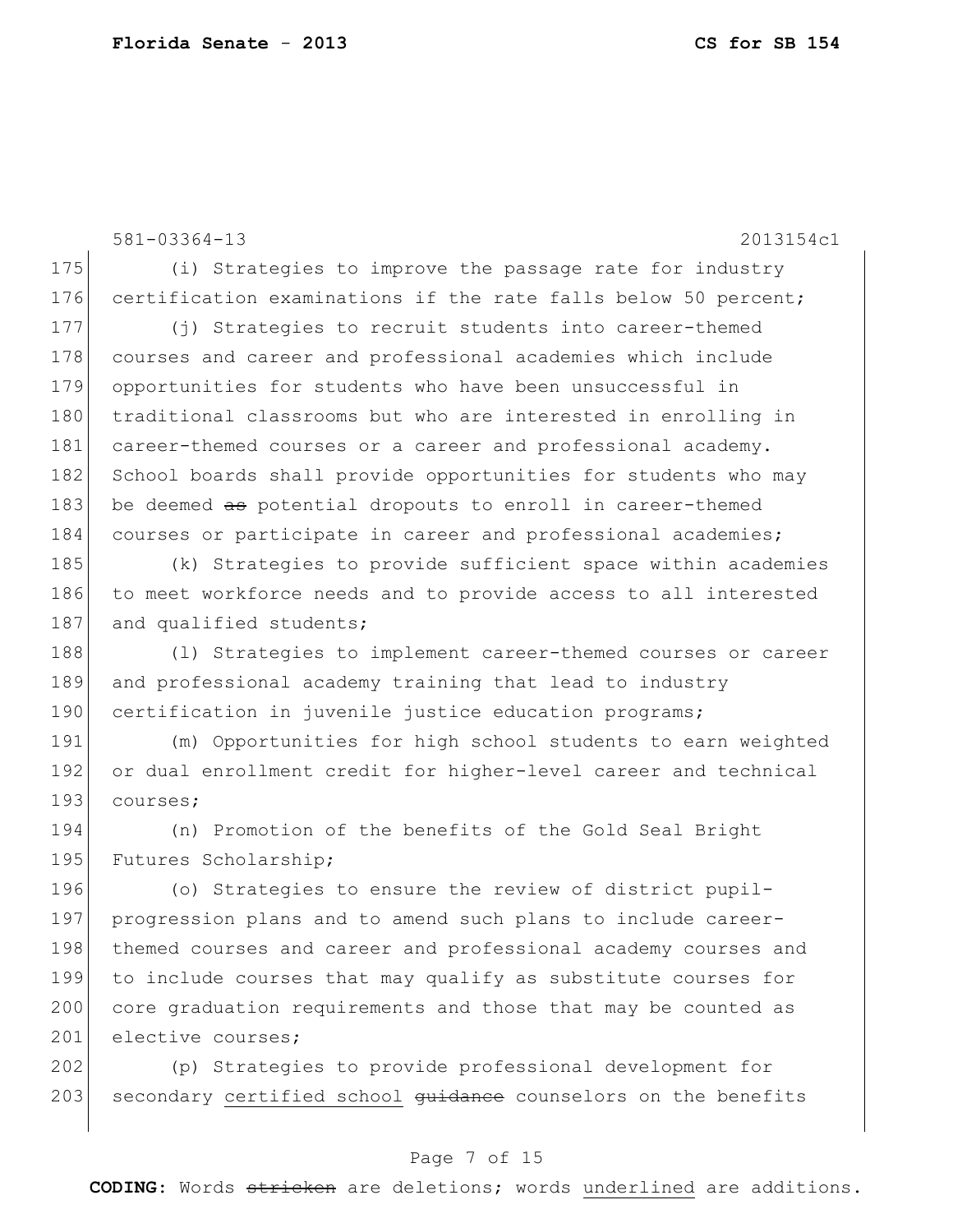(i) Strategies to improve the passage rate for industry certification examinations if the rate falls below 50 percent;

(j) Strategies to recruit students into career-themed courses and career and professional academies which include opportunities for students who have been unsuccessful in traditional classrooms but who are interested in enrolling in career-themed courses or a career and professional academy. School boards shall provide opportunities for students who may be deemed ~~as~~ potential dropouts to enroll in career-themed courses or participate in career and professional academies;

(k) Strategies to provide sufficient space within academies to meet workforce needs and to provide access to all interested and qualified students;

(l) Strategies to implement career-themed courses or career and professional academy training that lead to industry certification in juvenile justice education programs;

(m) Opportunities for high school students to earn weighted or dual enrollment credit for higher-level career and technical courses;

(n) Promotion of the benefits of the Gold Seal Bright Futures Scholarship;

(o) Strategies to ensure the review of district pupil-progression plans and to amend such plans to include career-themed courses and career and professional academy courses and to include courses that may qualify as substitute courses for core graduation requirements and those that may be counted as elective courses;

(p) Strategies to provide professional development for secondary <u>certified school</u> ~~guidance~~ counselors on the benefits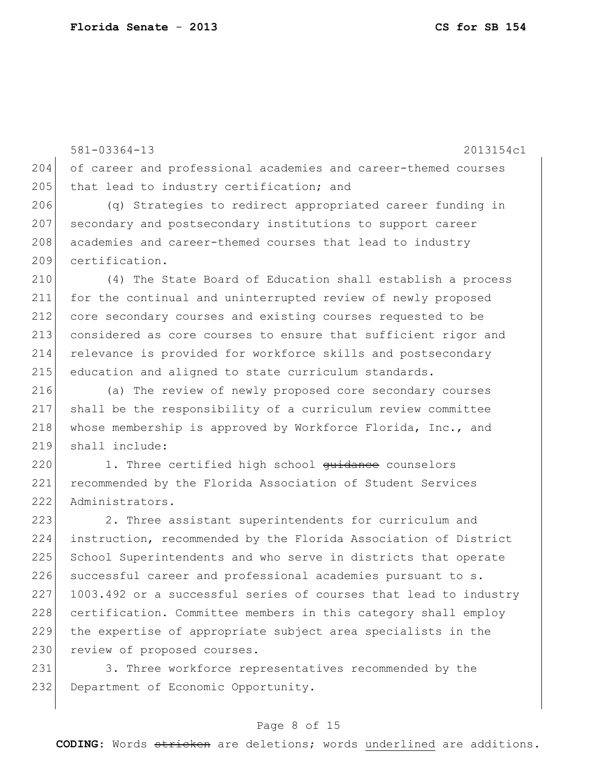of career and professional academies and career-themed courses that lead to industry certification; and

(q) Strategies to redirect appropriated career funding in secondary and postsecondary institutions to support career academies and career-themed courses that lead to industry certification.

(4) The State Board of Education shall establish a process for the continual and uninterrupted review of newly proposed core secondary courses and existing courses requested to be considered as core courses to ensure that sufficient rigor and relevance is provided for workforce skills and postsecondary education and aligned to state curriculum standards.

(a) The review of newly proposed core secondary courses shall be the responsibility of a curriculum review committee whose membership is approved by Workforce Florida, Inc., and shall include:

1. Three certified high school ~~guidance~~ counselors recommended by the Florida Association of Student Services Administrators.

2. Three assistant superintendents for curriculum and instruction, recommended by the Florida Association of District School Superintendents and who serve in districts that operate successful career and professional academies pursuant to s. 1003.492 or a successful series of courses that lead to industry certification. Committee members in this category shall employ the expertise of appropriate subject area specialists in the review of proposed courses.

3. Three workforce representatives recommended by the Department of Economic Opportunity.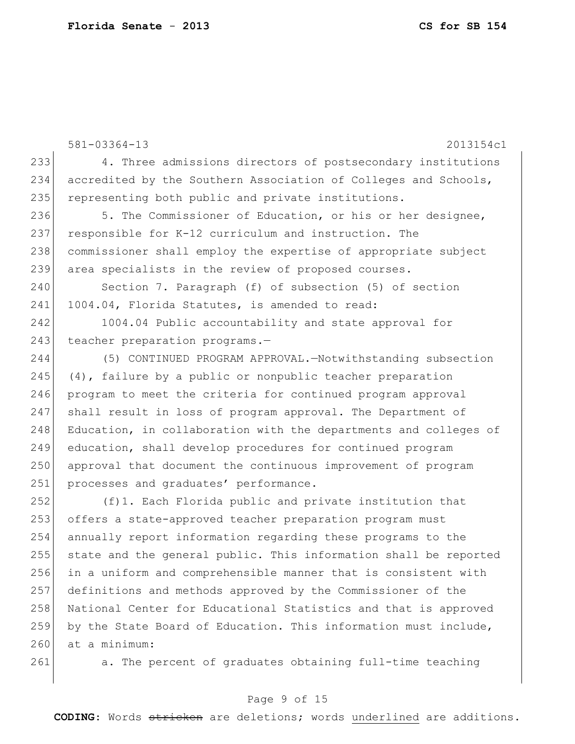4. Three admissions directors of postsecondary institutions accredited by the Southern Association of Colleges and Schools, representing both public and private institutions.

5. The Commissioner of Education, or his or her designee, responsible for K-12 curriculum and instruction. The commissioner shall employ the expertise of appropriate subject area specialists in the review of proposed courses.

Section 7. Paragraph (f) of subsection (5) of section 1004.04, Florida Statutes, is amended to read:

1004.04 Public accountability and state approval for teacher preparation programs.—

(5) CONTINUED PROGRAM APPROVAL.—Notwithstanding subsection (4), failure by a public or nonpublic teacher preparation program to meet the criteria for continued program approval shall result in loss of program approval. The Department of Education, in collaboration with the departments and colleges of education, shall develop procedures for continued program approval that document the continuous improvement of program processes and graduates' performance.

(f)1. Each Florida public and private institution that offers a state-approved teacher preparation program must annually report information regarding these programs to the state and the general public. This information shall be reported in a uniform and comprehensible manner that is consistent with definitions and methods approved by the Commissioner of the National Center for Educational Statistics and that is approved by the State Board of Education. This information must include, at a minimum:

a. The percent of graduates obtaining full-time teaching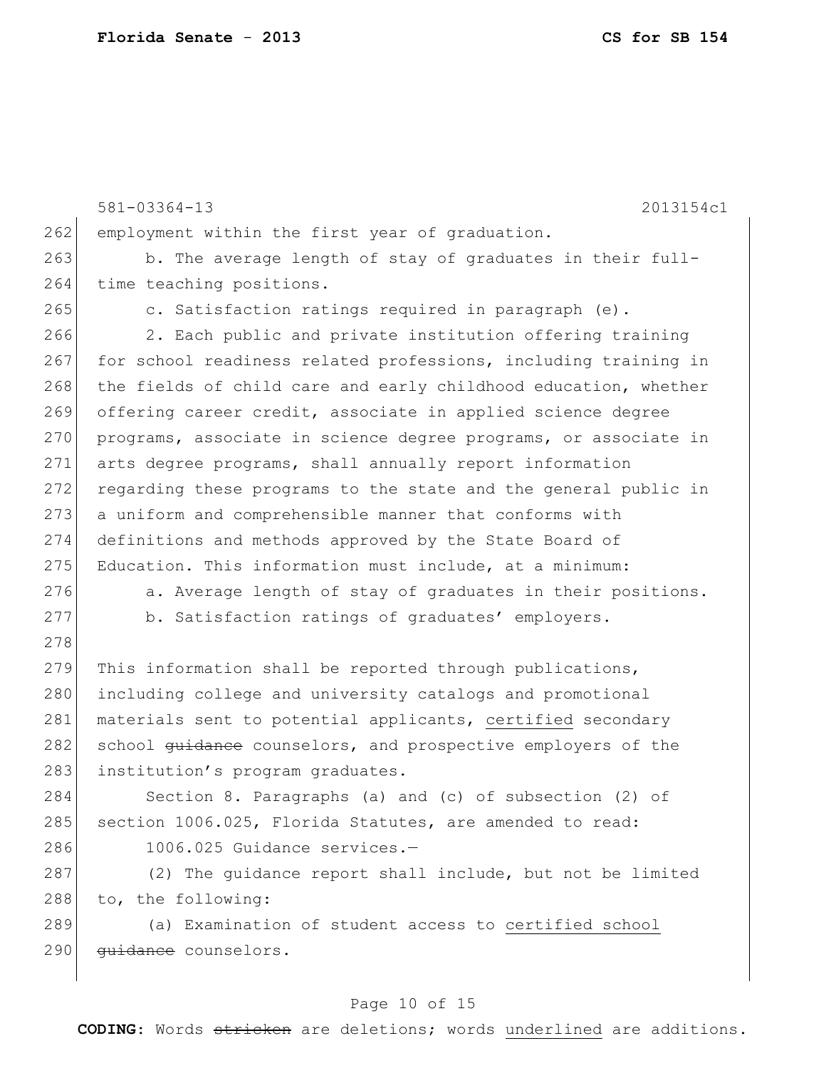employment within the first year of graduation.

b. The average length of stay of graduates in their full-time teaching positions.

c. Satisfaction ratings required in paragraph (e).

2. Each public and private institution offering training for school readiness related professions, including training in the fields of child care and early childhood education, whether offering career credit, associate in applied science degree programs, associate in science degree programs, or associate in arts degree programs, shall annually report information regarding these programs to the state and the general public in a uniform and comprehensible manner that conforms with definitions and methods approved by the State Board of Education. This information must include, at a minimum:

a. Average length of stay of graduates in their positions.

b. Satisfaction ratings of graduates' employers.

This information shall be reported through publications, including college and university catalogs and promotional materials sent to potential applicants, <u>certified</u> secondary school ~~guidance~~ counselors, and prospective employers of the institution's program graduates.

Section 8. Paragraphs (a) and (c) of subsection (2) of section 1006.025, Florida Statutes, are amended to read:

1006.025 Guidance services.—

(2) The guidance report shall include, but not be limited to, the following:

(a) Examination of student access to <u>certified school</u> ~~guidance~~ counselors.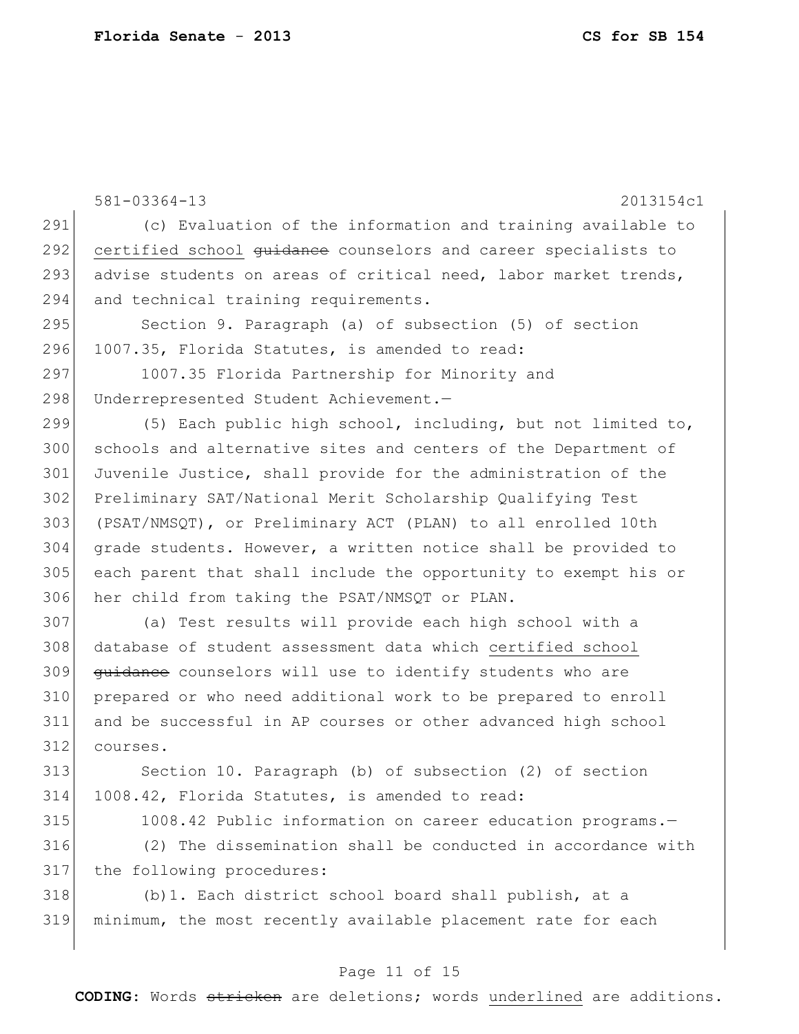581-03364-13 2013154c1

(c) Evaluation of the information and training available to <u>certified school</u> ~~guidance~~ counselors and career specialists to advise students on areas of critical need, labor market trends, and technical training requirements.

Section 9. Paragraph (a) of subsection (5) of section 1007.35, Florida Statutes, is amended to read:

1007.35 Florida Partnership for Minority and Underrepresented Student Achievement.—

(5) Each public high school, including, but not limited to, schools and alternative sites and centers of the Department of Juvenile Justice, shall provide for the administration of the Preliminary SAT/National Merit Scholarship Qualifying Test (PSAT/NMSQT), or Preliminary ACT (PLAN) to all enrolled 10th grade students. However, a written notice shall be provided to each parent that shall include the opportunity to exempt his or her child from taking the PSAT/NMSQT or PLAN.

(a) Test results will provide each high school with a database of student assessment data which <u>certified school</u> ~~guidance~~ counselors will use to identify students who are prepared or who need additional work to be prepared to enroll and be successful in AP courses or other advanced high school courses.

Section 10. Paragraph (b) of subsection (2) of section 1008.42, Florida Statutes, is amended to read:

1008.42 Public information on career education programs.—

(2) The dissemination shall be conducted in accordance with the following procedures:

(b)1. Each district school board shall publish, at a minimum, the most recently available placement rate for each

**CODING:** Words ~~stricken~~ are deletions; words <u>underlined</u> are additions.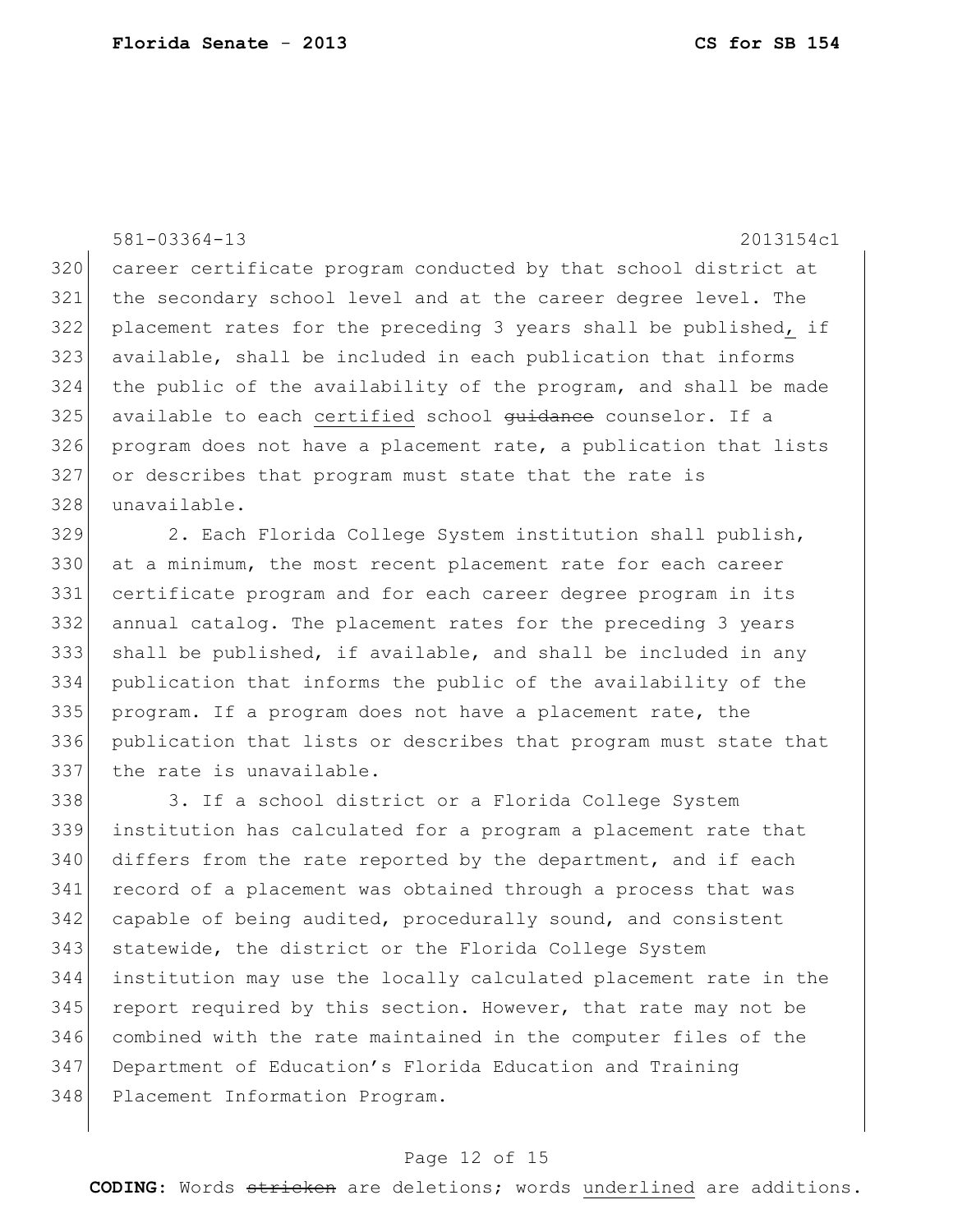career certificate program conducted by that school district at the secondary school level and at the career degree level. The placement rates for the preceding 3 years shall be published<u>,</u> if available, shall be included in each publication that informs the public of the availability of the program, and shall be made available to each <u>certified</u> school ~~guidance~~ counselor. If a program does not have a placement rate, a publication that lists or describes that program must state that the rate is unavailable.

2. Each Florida College System institution shall publish, at a minimum, the most recent placement rate for each career certificate program and for each career degree program in its annual catalog. The placement rates for the preceding 3 years shall be published, if available, and shall be included in any publication that informs the public of the availability of the program. If a program does not have a placement rate, the publication that lists or describes that program must state that the rate is unavailable.

3. If a school district or a Florida College System institution has calculated for a program a placement rate that differs from the rate reported by the department, and if each record of a placement was obtained through a process that was capable of being audited, procedurally sound, and consistent statewide, the district or the Florida College System institution may use the locally calculated placement rate in the report required by this section. However, that rate may not be combined with the rate maintained in the computer files of the Department of Education's Florida Education and Training Placement Information Program.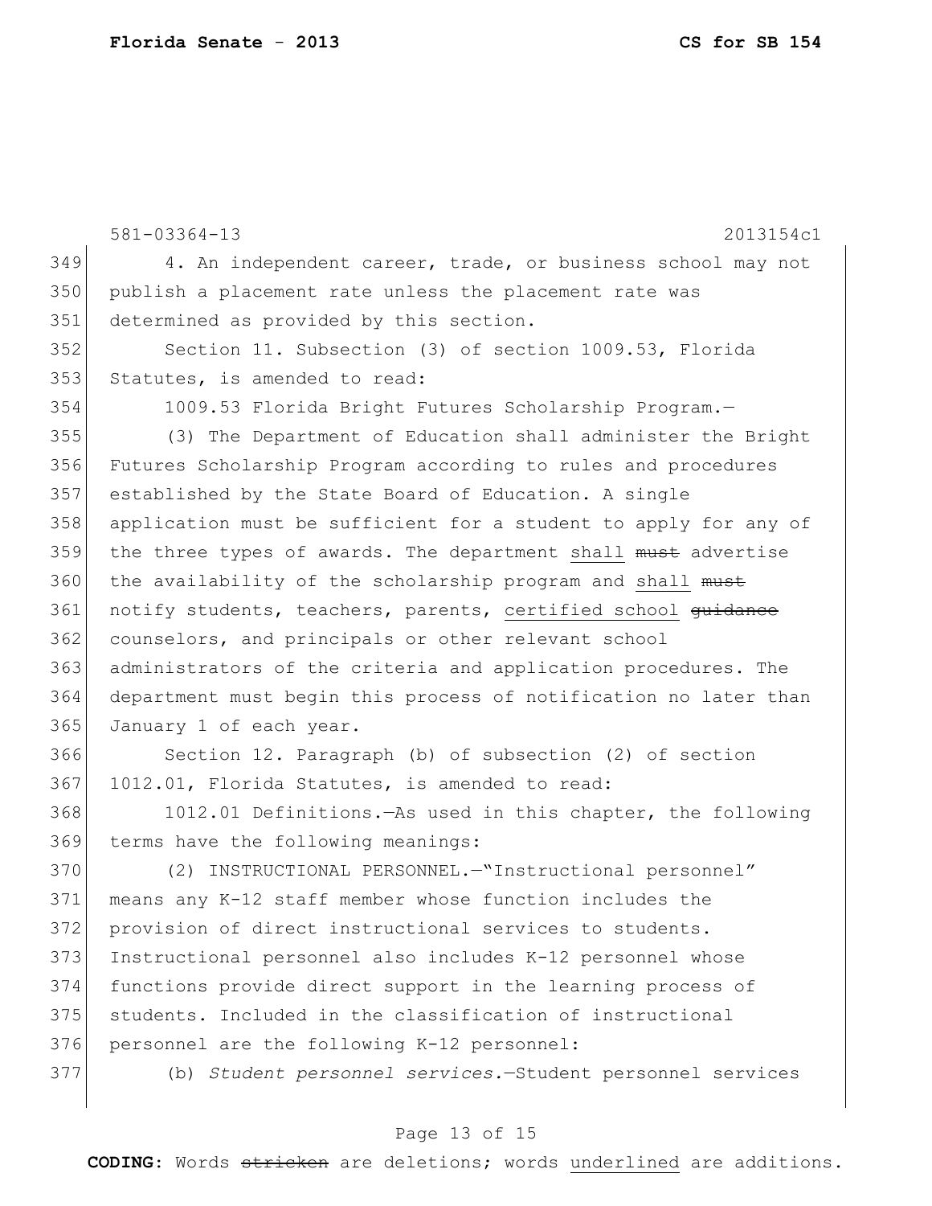4. An independent career, trade, or business school may not publish a placement rate unless the placement rate was determined as provided by this section.

Section 11. Subsection (3) of section 1009.53, Florida Statutes, is amended to read:

1009.53 Florida Bright Futures Scholarship Program.—

(3) The Department of Education shall administer the Bright Futures Scholarship Program according to rules and procedures established by the State Board of Education. A single application must be sufficient for a student to apply for any of the three types of awards. The department <u>shall</u> ~~must~~ advertise the availability of the scholarship program and <u>shall</u> ~~must~~ notify students, teachers, parents, <u>certified school</u> ~~guidance~~ counselors, and principals or other relevant school administrators of the criteria and application procedures. The department must begin this process of notification no later than January 1 of each year.

Section 12. Paragraph (b) of subsection (2) of section 1012.01, Florida Statutes, is amended to read:

1012.01 Definitions.—As used in this chapter, the following terms have the following meanings:

(2) INSTRUCTIONAL PERSONNEL.—"Instructional personnel" means any K-12 staff member whose function includes the provision of direct instructional services to students. Instructional personnel also includes K-12 personnel whose functions provide direct support in the learning process of students. Included in the classification of instructional personnel are the following K-12 personnel:

(b) *Student personnel services.*—Student personnel services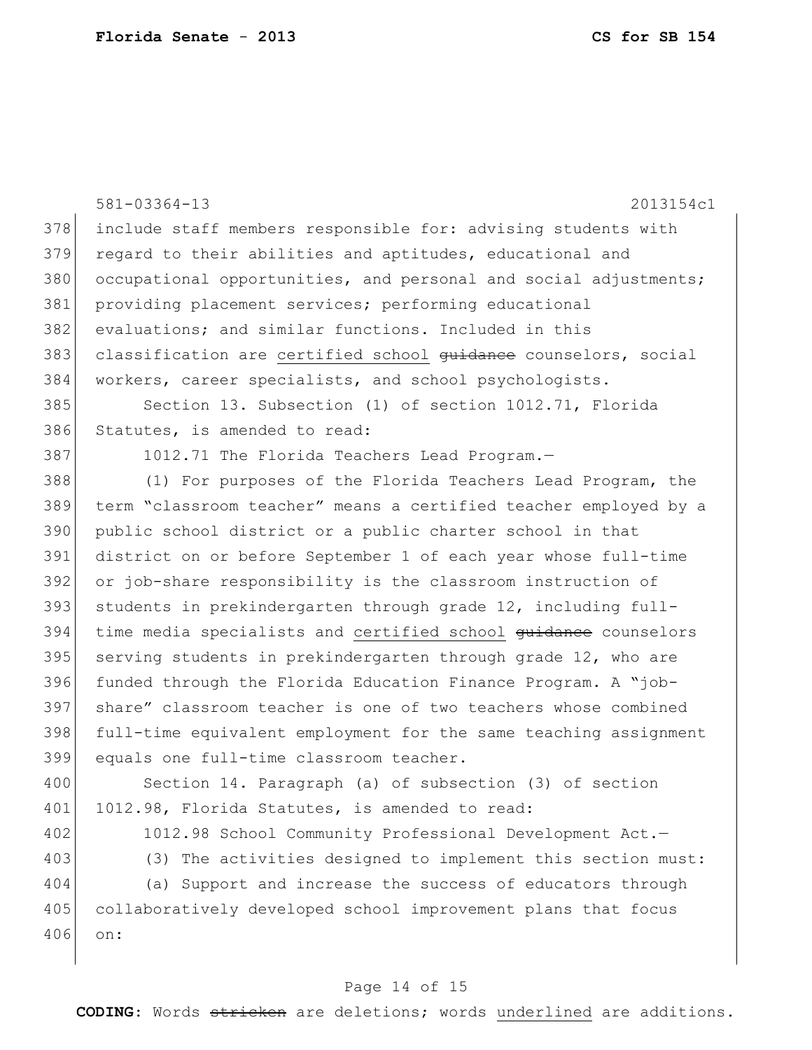include staff members responsible for: advising students with regard to their abilities and aptitudes, educational and occupational opportunities, and personal and social adjustments; providing placement services; performing educational evaluations; and similar functions. Included in this classification are <u>certified school</u> ~~guidance~~ counselors, social workers, career specialists, and school psychologists.

Section 13. Subsection (1) of section 1012.71, Florida Statutes, is amended to read:

1012.71 The Florida Teachers Lead Program.—

(1) For purposes of the Florida Teachers Lead Program, the term "classroom teacher" means a certified teacher employed by a public school district or a public charter school in that district on or before September 1 of each year whose full-time or job-share responsibility is the classroom instruction of students in prekindergarten through grade 12, including full-time media specialists and <u>certified school</u> ~~guidance~~ counselors serving students in prekindergarten through grade 12, who are funded through the Florida Education Finance Program. A "job-share" classroom teacher is one of two teachers whose combined full-time equivalent employment for the same teaching assignment equals one full-time classroom teacher.

Section 14. Paragraph (a) of subsection (3) of section 1012.98, Florida Statutes, is amended to read:

1012.98 School Community Professional Development Act.—

(3) The activities designed to implement this section must:

(a) Support and increase the success of educators through collaboratively developed school improvement plans that focus on: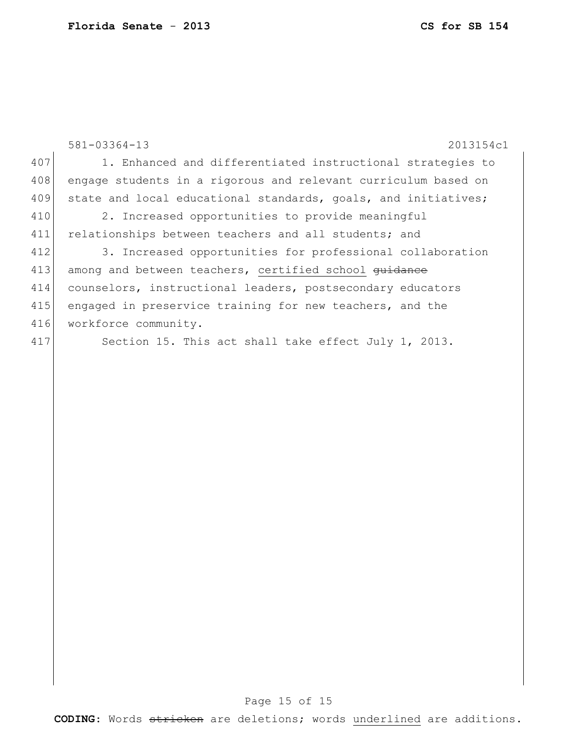581-03364-13 2013154c1

407 1. Enhanced and differentiated instructional strategies to
408 engage students in a rigorous and relevant curriculum based on
409 state and local educational standards, goals, and initiatives;
410 2. Increased opportunities to provide meaningful
411 relationships between teachers and all students; and
412 3. Increased opportunities for professional collaboration
413 among and between teachers, <u>certified school</u> ~~guidance~~
414 counselors, instructional leaders, postsecondary educators
415 engaged in preservice training for new teachers, and the
416 workforce community.
417 Section 15. This act shall take effect July 1, 2013.

**CODING:** Words ~~stricken~~ are deletions; words <u>underlined</u> are additions.